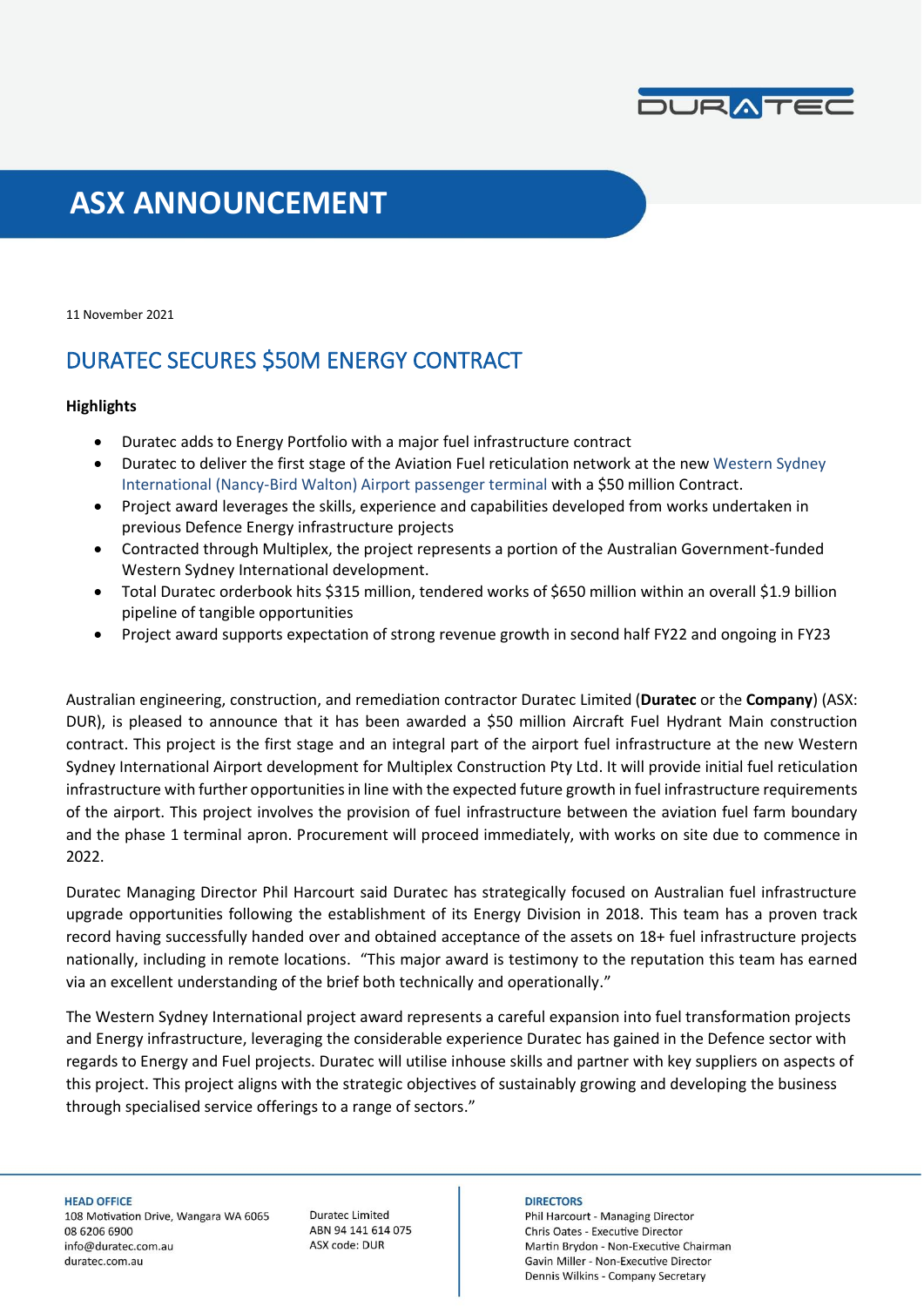# ASX ANNOUNCEMENT

11 November 2021

## DURATEC SECURES $50M ENERGY CONTRACT

**Highlights**

- Duratec adds to Energy Portfolio with a major fuel infrastructure contract
- Duratec to deliver the first stage of the Aviation Fuel reticulation network at the new Western Sydney International (Nancy-Bird Walton) Airport passenger terminal with a $50 million Contract.
- Project award leverages the skills, experience and capabilities developed from works undertaken in previous Defence Energy infrastructure projects
- Contracted through Multiplex, the project represents a portion of the Australian Government-funded Western Sydney International development.
- Total Duratec orderbook hits $315 million, tendered works of $650 million within an overall $1.9 billion pipeline of tangible opportunities
- Project award supports expectation of strong revenue growth in second half FY22 and ongoing in FY23

Australian engineering, construction, and remediation contractor Duratec Limited (**Duratec** or the **Company**) (ASX: DUR), is pleased to announce that it has been awarded a $50 million Aircraft Fuel Hydrant Main construction contract. This project is the first stage and an integral part of the airport fuel infrastructure at the new Western Sydney International Airport development for Multiplex Construction Pty Ltd. It will provide initial fuel reticulation infrastructure with further opportunities in line with the expected future growth in fuel infrastructure requirements of the airport. This project involves the provision of fuel infrastructure between the aviation fuel farm boundary and the phase 1 terminal apron. Procurement will proceed immediately, with works on site due to commence in 2022.

Duratec Managing Director Phil Harcourt said Duratec has strategically focused on Australian fuel infrastructure upgrade opportunities following the establishment of its Energy Division in 2018. This team has a proven track record having successfully handed over and obtained acceptance of the assets on 18+ fuel infrastructure projects nationally, including in remote locations. "This major award is testimony to the reputation this team has earned via an excellent understanding of the brief both technically and operationally."

The Western Sydney International project award represents a careful expansion into fuel transformation projects and Energy infrastructure, leveraging the considerable experience Duratec has gained in the Defence sector with regards to Energy and Fuel projects. Duratec will utilise inhouse skills and partner with key suppliers on aspects of this project. This project aligns with the strategic objectives of sustainably growing and developing the business through specialised service offerings to a range of sectors."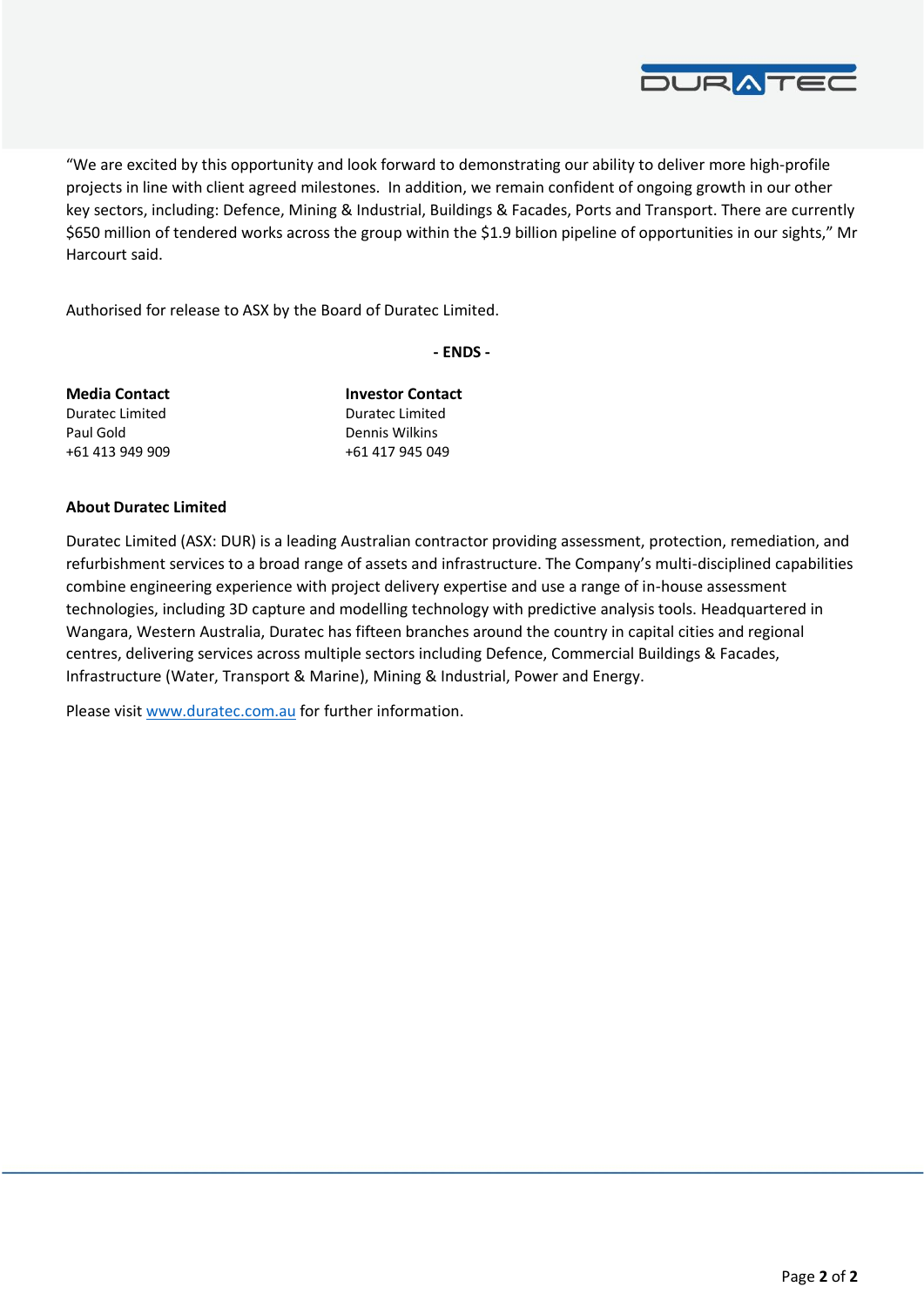"We are excited by this opportunity and look forward to demonstrating our ability to deliver more high-profile projects in line with client agreed milestones.  In addition, we remain confident of ongoing growth in our other key sectors, including: Defence, Mining & Industrial, Buildings & Facades, Ports and Transport. There are currently $650 million of tendered works across the group within the $1.9 billion pipeline of opportunities in our sights," Mr Harcourt said.

Authorised for release to ASX by the Board of Duratec Limited.

**- ENDS -**

**Media Contact**
Duratec Limited
Paul Gold
+61 413 949 909

**Investor Contact**
Duratec Limited
Dennis Wilkins
+61 417 945 049

**About Duratec Limited**

Duratec Limited (ASX: DUR) is a leading Australian contractor providing assessment, protection, remediation, and refurbishment services to a broad range of assets and infrastructure. The Company's multi-disciplined capabilities combine engineering experience with project delivery expertise and use a range of in-house assessment technologies, including 3D capture and modelling technology with predictive analysis tools. Headquartered in Wangara, Western Australia, Duratec has fifteen branches around the country in capital cities and regional centres, delivering services across multiple sectors including Defence, Commercial Buildings & Facades, Infrastructure (Water, Transport & Marine), Mining & Industrial, Power and Energy.

Please visit www.duratec.com.au for further information.